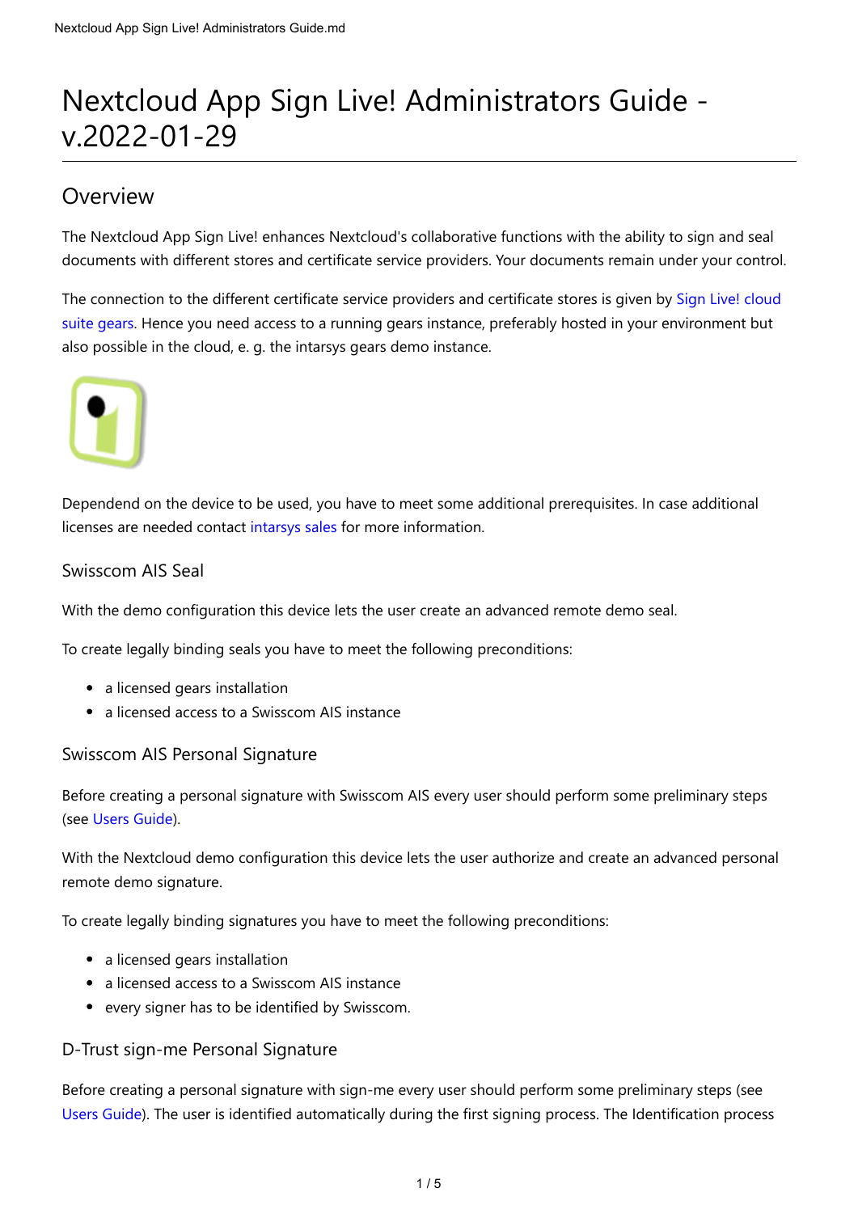# Nextcloud App Sign Live! Administrators Guide - v.2022-01-29

## Overview

The Nextcloud App Sign Live! enhances Nextcloud's collaborative functions with the ability to sign and seal documents with different stores and certificate service providers. Your documents remain under your control.

The connection to the different certificate service providers and certificate stores is given by Sign Live! cloud suite gears. Hence you need access to a running gears instance, preferably hosted in your environment but also possible in the cloud, e. g. the intarsys gears demo instance.

Dependend on the device to be used, you have to meet some additional prerequisites. In case additional licenses are needed contact intarsys sales for more information.

### Swisscom AIS Seal

With the demo configuration this device lets the user create an advanced remote demo seal.

To create legally binding seals you have to meet the following preconditions:

- a licensed gears installation
- a licensed access to a Swisscom AIS instance

### Swisscom AIS Personal Signature

Before creating a personal signature with Swisscom AIS every user should perform some preliminary steps (see Users Guide).

With the Nextcloud demo configuration this device lets the user authorize and create an advanced personal remote demo signature.

To create legally binding signatures you have to meet the following preconditions:

- a licensed gears installation
- a licensed access to a Swisscom AIS instance
- every signer has to be identified by Swisscom.

### D-Trust sign-me Personal Signature

Before creating a personal signature with sign-me every user should perform some preliminary steps (see Users Guide). The user is identified automatically during the first signing process. The Identification process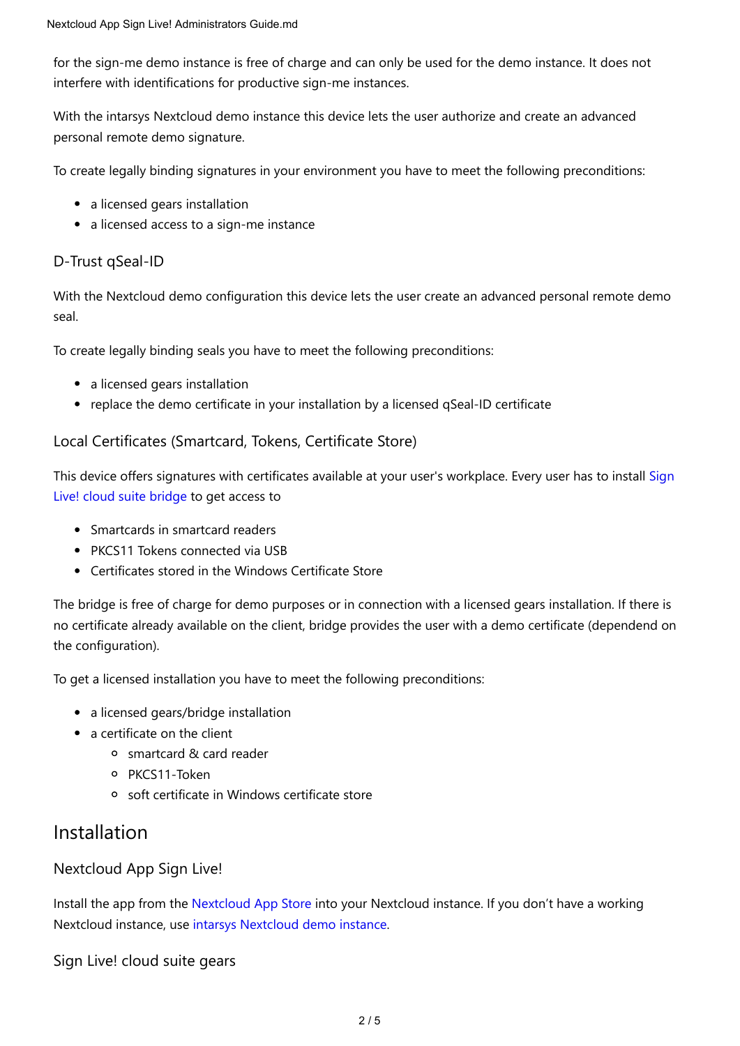for the sign-me demo instance is free of charge and can only be used for the demo instance. It does not interfere with identifications for productive sign-me instances.

With the intarsys Nextcloud demo instance this device lets the user authorize and create an advanced personal remote demo signature.

To create legally binding signatures in your environment you have to meet the following preconditions:

- a licensed gears installation
- a licensed access to a sign-me instance

### D-Trust qSeal-ID

With the Nextcloud demo configuration this device lets the user create an advanced personal remote demo seal.

To create legally binding seals you have to meet the following preconditions:

- a licensed gears installation
- replace the demo certificate in your installation by a licensed qSeal-ID certificate

### Local Certificates (Smartcard, Tokens, Certificate Store)

This device offers signatures with certificates available at your user's workplace. Every user has to install Sign Live! cloud suite bridge to get access to

- Smartcards in smartcard readers
- PKCS11 Tokens connected via USB
- Certificates stored in the Windows Certificate Store

The bridge is free of charge for demo purposes or in connection with a licensed gears installation. If there is no certificate already available on the client, bridge provides the user with a demo certificate (dependend on the configuration).

To get a licensed installation you have to meet the following preconditions:

- a licensed gears/bridge installation
- a certificate on the client
  - smartcard & card reader
  - PKCS11-Token
  - soft certificate in Windows certificate store

## Installation

### Nextcloud App Sign Live!

Install the app from the Nextcloud App Store into your Nextcloud instance. If you don't have a working Nextcloud instance, use intarsys Nextcloud demo instance.

### Sign Live! cloud suite gears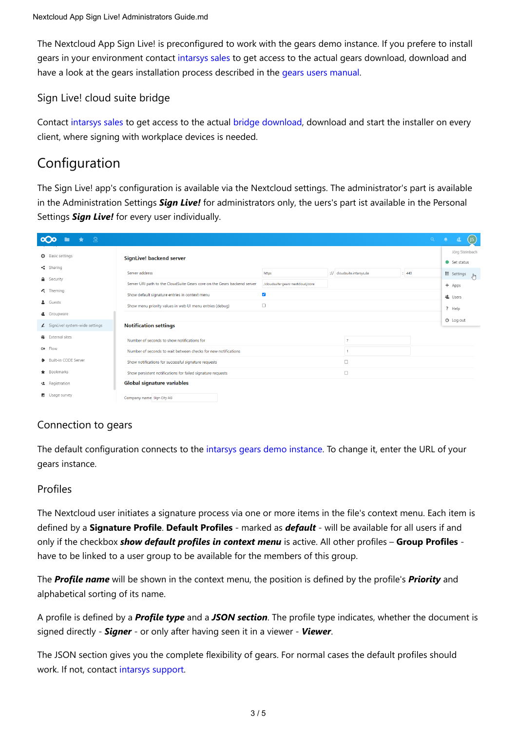The Nextcloud App Sign Live! is preconfigured to work with the gears demo instance. If you prefere to install gears in your environment contact intarsys sales to get access to the actual gears download, download and have a look at the gears installation process described in the gears users manual.

### Sign Live! cloud suite bridge

Contact intarsys sales to get access to the actual bridge download, download and start the installer on every client, where signing with workplace devices is needed.

## Configuration

The Sign Live! app's configuration is available via the Nextcloud settings. The administrator's part is available in the Administration Settings ***Sign Live!*** for administrators only, the uers's part ist available in the Personal Settings ***Sign Live!*** for every user individually.

### Connection to gears

The default configuration connects to the intarsys gears demo instance. To change it, enter the URL of your gears instance.

### Profiles

The Nextcloud user initiates a signature process via one or more items in the file's context menu. Each item is defined by a **Signature Profile**. **Default Profiles** - marked as ***default*** - will be available for all users if and only if the checkbox ***show default profiles in context menu*** is active. All other profiles – **Group Profiles** - have to be linked to a user group to be available for the members of this group.

The ***Profile name*** will be shown in the context menu, the position is defined by the profile's ***Priority*** and alphabetical sorting of its name.

A profile is defined by a ***Profile type*** and a ***JSON section***. The profile type indicates, whether the document is signed directly - ***Signer*** - or only after having seen it in a viewer - ***Viewer***.

The JSON section gives you the complete flexibility of gears. For normal cases the default profiles should work. If not, contact intarsys support.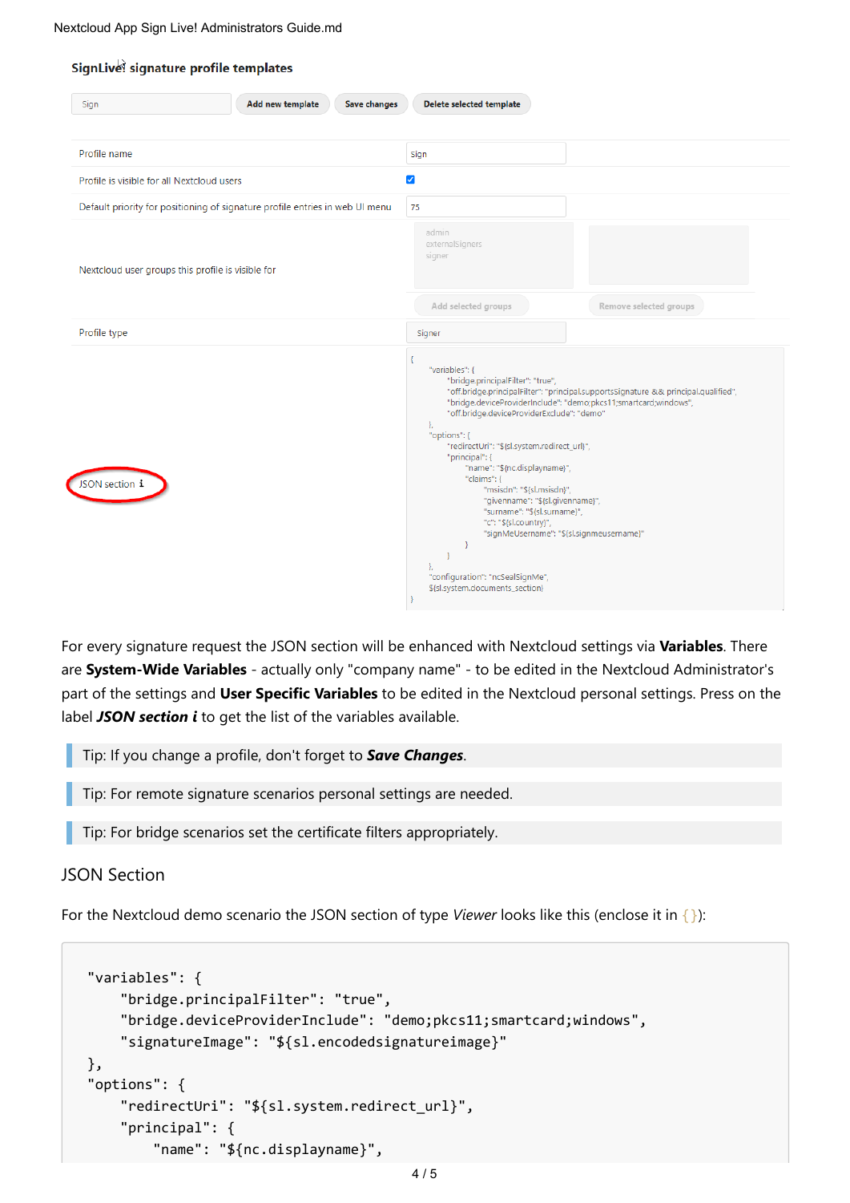SignLive! signature profile templates

| | |
|---|---|
| Profile name | Sign |
| Profile is visible for all Nextcloud users | ☑ |
| Default priority for positioning of signature profile entries in web UI menu | 75 |
| Nextcloud user groups this profile is visible for | admin, externalsigners, signer |
| Profile type | Signer |
| JSON section ℹ | (JSON) |

```
{
    "variables": {
        "bridge.principalFilter": "true",
        "off.bridge.principalFilter": "principal.supportsSignature && principal.qualified",
        "bridge.deviceProviderInclude": "demo;pkcs11;smartcard;windows",
        "off.bridge.deviceProviderExclude": "demo"
    },
    "options": {
        "redirectUri": "${sl.system.redirect_url}",
        "principal": {
            "name": "${nc.displayname}",
            "claims": {
                "msisdn": "${sl.msisdn}",
                "givenname": "${sl.givenname}",
                "surname": "${sl.surname}",
                "c": "${sl.country}",
                "signMeUsername": "${sl.signmeusername}"
            }
        }
    },
    "configuration": "ncSealSignMe",
    ${sl.system.documents_section}
}
```

For every signature request the JSON section will be enhanced with Nextcloud settings via **Variables**. There are **System-Wide Variables** - actually only "company name" - to be edited in the Nextcloud Administrator's part of the settings and **User Specific Variables** to be edited in the Nextcloud personal settings. Press on the label ***JSON section i*** to get the list of the variables available.

> Tip: If you change a profile, don't forget to ***Save Changes***.

> Tip: For remote signature scenarios personal settings are needed.

> Tip: For bridge scenarios set the certificate filters appropriately.

### JSON Section

For the Nextcloud demo scenario the JSON section of type *Viewer* looks like this (enclose it in `{}`):

```
"variables": {
    "bridge.principalFilter": "true",
    "bridge.deviceProviderInclude": "demo;pkcs11;smartcard;windows",
    "signatureImage": "${sl.encodedsignatureimage}"
},
"options": {
    "redirectUri": "${sl.system.redirect_url}",
    "principal": {
        "name": "${nc.displayname}",
```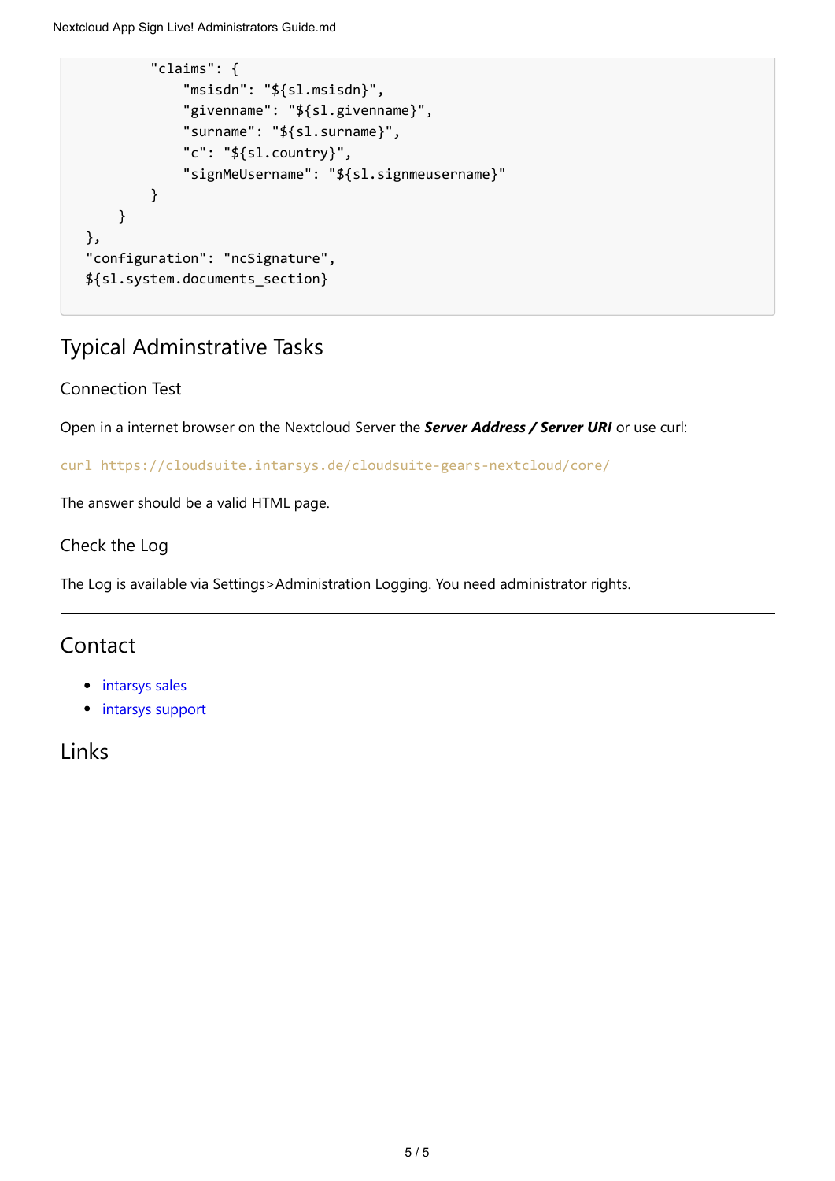```
        "claims": {
            "msisdn": "${sl.msisdn}",
            "givenname": "${sl.givenname}",
            "surname": "${sl.surname}",
            "c": "${sl.country}",
            "signMeUsername": "${sl.signmeusername}"
        }
    }
},
"configuration": "ncSignature",
${sl.system.documents_section}
```

## Typical Adminstrative Tasks

### Connection Test

Open in a internet browser on the Nextcloud Server the ***Server Address / Server URI*** or use curl:

`curl https://cloudsuite.intarsys.de/cloudsuite-gears-nextcloud/core/`

The answer should be a valid HTML page.

### Check the Log

The Log is available via Settings>Administration Logging. You need administrator rights.

---

## Contact

- intarsys sales
- intarsys support

## Links